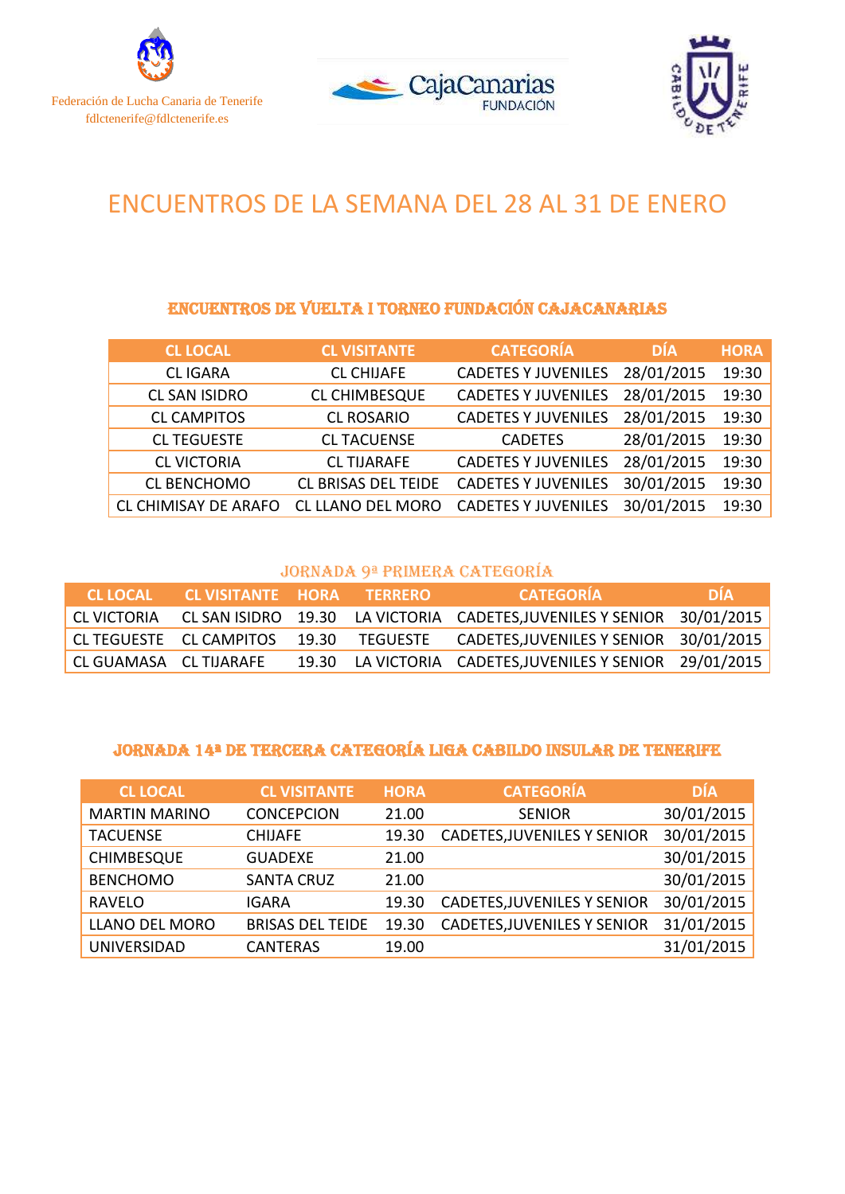Federación de Lucha Canaria de Tenerife
fdlctenerife@fdlctenerife.es

# ENCUENTROS DE LA SEMANA DEL 28 AL 31 DE ENERO

## ENCUENTROS DE VUELTA I TORNEO FUNDACIÓN CAJACANARIAS

| CL LOCAL | CL VISITANTE | CATEGORÍA | DÍA | HORA |
|---|---|---|---|---|
| CL IGARA | CL CHIJAFE | CADETES Y JUVENILES | 28/01/2015 | 19:30 |
| CL SAN ISIDRO | CL CHIMBESQUE | CADETES Y JUVENILES | 28/01/2015 | 19:30 |
| CL CAMPITOS | CL ROSARIO | CADETES Y JUVENILES | 28/01/2015 | 19:30 |
| CL TEGUESTE | CL TACUENSE | CADETES | 28/01/2015 | 19:30 |
| CL VICTORIA | CL TIJARAFE | CADETES Y JUVENILES | 28/01/2015 | 19:30 |
| CL BENCHOMO | CL BRISAS DEL TEIDE | CADETES Y JUVENILES | 30/01/2015 | 19:30 |
| CL CHIMISAY DE ARAFO | CL LLANO DEL MORO | CADETES Y JUVENILES | 30/01/2015 | 19:30 |

## JORNADA 9ª PRIMERA CATEGORÍA

| CL LOCAL | CL VISITANTE | HORA | TERRERO | CATEGORÍA | DÍA |
|---|---|---|---|---|---|
| CL VICTORIA | CL SAN ISIDRO | 19.30 | LA VICTORIA | CADETES,JUVENILES Y SENIOR | 30/01/2015 |
| CL TEGUESTE | CL CAMPITOS | 19.30 | TEGUESTE | CADETES,JUVENILES Y SENIOR | 30/01/2015 |
| CL GUAMASA | CL TIJARAFE | 19.30 | LA VICTORIA | CADETES,JUVENILES Y SENIOR | 29/01/2015 |

## JORNADA 14ª DE TERCERA CATEGORÍA LIGA CABILDO INSULAR DE TENERIFE

| CL LOCAL | CL VISITANTE | HORA | CATEGORÍA | DÍA |
|---|---|---|---|---|
| MARTIN MARINO | CONCEPCION | 21.00 | SENIOR | 30/01/2015 |
| TACUENSE | CHIJAFE | 19.30 | CADETES,JUVENILES Y SENIOR | 30/01/2015 |
| CHIMBESQUE | GUADEXE | 21.00 | | 30/01/2015 |
| BENCHOMO | SANTA CRUZ | 21.00 | | 30/01/2015 |
| RAVELO | IGARA | 19.30 | CADETES,JUVENILES Y SENIOR | 30/01/2015 |
| LLANO DEL MORO | BRISAS DEL TEIDE | 19.30 | CADETES,JUVENILES Y SENIOR | 31/01/2015 |
| UNIVERSIDAD | CANTERAS | 19.00 | | 31/01/2015 |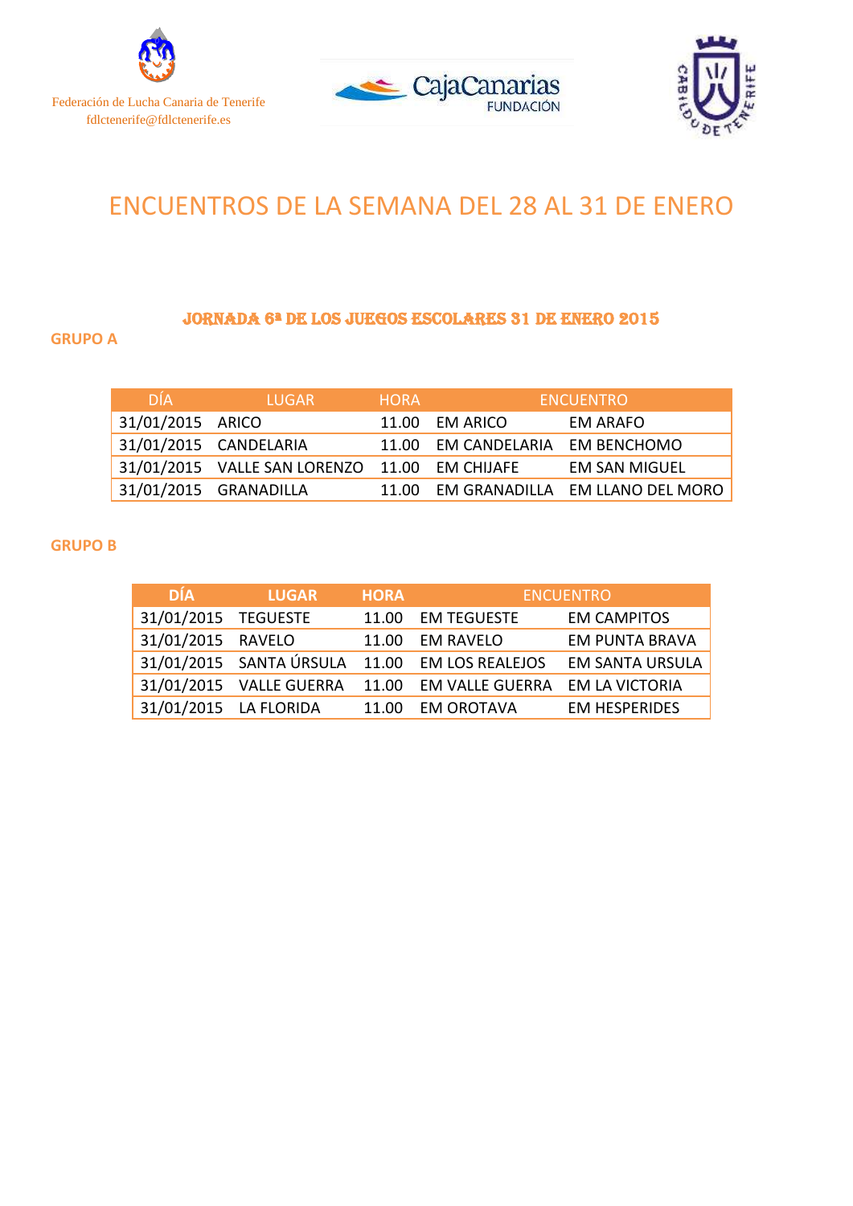Federación de Lucha Canaria de Tenerife
fdlctenerife@fdlctenerife.es

# ENCUENTROS DE LA SEMANA DEL 28 AL 31 DE ENERO

## JORNADA 6ª DE LOS JUEGOS ESCOLARES 31 DE ENERO 2015

### GRUPO A

| DÍA | LUGAR | HORA | ENCUENTRO | |
|---|---|---|---|---|
| 31/01/2015 | ARICO | 11.00 | EM ARICO | EM ARAFO |
| 31/01/2015 | CANDELARIA | 11.00 | EM CANDELARIA | EM BENCHOMO |
| 31/01/2015 | VALLE SAN LORENZO | 11.00 | EM CHIJAFE | EM SAN MIGUEL |
| 31/01/2015 | GRANADILLA | 11.00 | EM GRANADILLA | EM LLANO DEL MORO |

### GRUPO B

| DÍA | LUGAR | HORA | ENCUENTRO | |
|---|---|---|---|---|
| 31/01/2015 | TEGUESTE | 11.00 | EM TEGUESTE | EM CAMPITOS |
| 31/01/2015 | RAVELO | 11.00 | EM RAVELO | EM PUNTA BRAVA |
| 31/01/2015 | SANTA ÚRSULA | 11.00 | EM LOS REALEJOS | EM SANTA URSULA |
| 31/01/2015 | VALLE GUERRA | 11.00 | EM VALLE GUERRA | EM LA VICTORIA |
| 31/01/2015 | LA FLORIDA | 11.00 | EM OROTAVA | EM HESPERIDES |